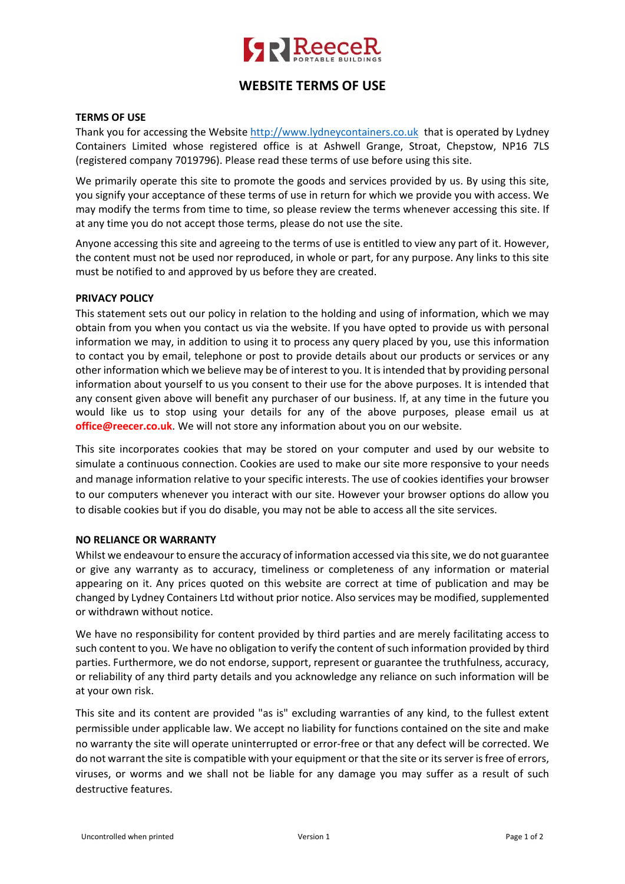# WEBSITE TERMS OF USE

**TERMS OF USE**

Thank you for accessing the Website http://www.lydneycontainers.co.uk that is operated by Lydney Containers Limited whose registered office is at Ashwell Grange, Stroat, Chepstow, NP16 7LS (registered company 7019796). Please read these terms of use before using this site.

We primarily operate this site to promote the goods and services provided by us. By using this site, you signify your acceptance of these terms of use in return for which we provide you with access. We may modify the terms from time to time, so please review the terms whenever accessing this site. If at any time you do not accept those terms, please do not use the site.

Anyone accessing this site and agreeing to the terms of use is entitled to view any part of it. However, the content must not be used nor reproduced, in whole or part, for any purpose. Any links to this site must be notified to and approved by us before they are created.

**PRIVACY POLICY**

This statement sets out our policy in relation to the holding and using of information, which we may obtain from you when you contact us via the website. If you have opted to provide us with personal information we may, in addition to using it to process any query placed by you, use this information to contact you by email, telephone or post to provide details about our products or services or any other information which we believe may be of interest to you. It is intended that by providing personal information about yourself to us you consent to their use for the above purposes. It is intended that any consent given above will benefit any purchaser of our business. If, at any time in the future you would like us to stop using your details for any of the above purposes, please email us at **office@reecer.co.uk**. We will not store any information about you on our website.

This site incorporates cookies that may be stored on your computer and used by our website to simulate a continuous connection. Cookies are used to make our site more responsive to your needs and manage information relative to your specific interests. The use of cookies identifies your browser to our computers whenever you interact with our site. However your browser options do allow you to disable cookies but if you do disable, you may not be able to access all the site services.

**NO RELIANCE OR WARRANTY**

Whilst we endeavour to ensure the accuracy of information accessed via this site, we do not guarantee or give any warranty as to accuracy, timeliness or completeness of any information or material appearing on it. Any prices quoted on this website are correct at time of publication and may be changed by Lydney Containers Ltd without prior notice. Also services may be modified, supplemented or withdrawn without notice.

We have no responsibility for content provided by third parties and are merely facilitating access to such content to you. We have no obligation to verify the content of such information provided by third parties. Furthermore, we do not endorse, support, represent or guarantee the truthfulness, accuracy, or reliability of any third party details and you acknowledge any reliance on such information will be at your own risk.

This site and its content are provided "as is" excluding warranties of any kind, to the fullest extent permissible under applicable law. We accept no liability for functions contained on the site and make no warranty the site will operate uninterrupted or error-free or that any defect will be corrected. We do not warrant the site is compatible with your equipment or that the site or its server is free of errors, viruses, or worms and we shall not be liable for any damage you may suffer as a result of such destructive features.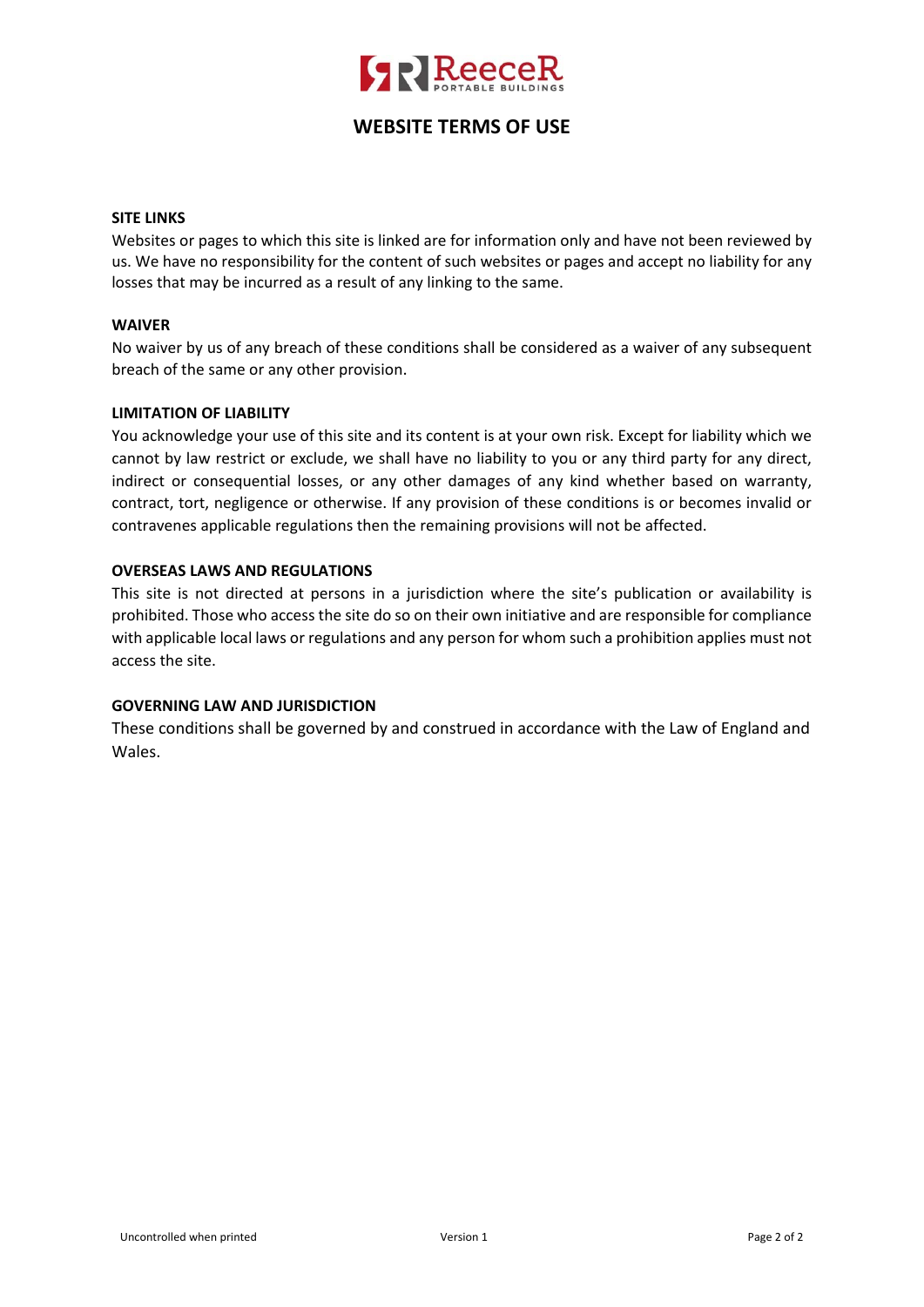# WEBSITE TERMS OF USE

**SITE LINKS**

Websites or pages to which this site is linked are for information only and have not been reviewed by us. We have no responsibility for the content of such websites or pages and accept no liability for any losses that may be incurred as a result of any linking to the same.

**WAIVER**

No waiver by us of any breach of these conditions shall be considered as a waiver of any subsequent breach of the same or any other provision.

**LIMITATION OF LIABILITY**

You acknowledge your use of this site and its content is at your own risk. Except for liability which we cannot by law restrict or exclude, we shall have no liability to you or any third party for any direct, indirect or consequential losses, or any other damages of any kind whether based on warranty, contract, tort, negligence or otherwise. If any provision of these conditions is or becomes invalid or contravenes applicable regulations then the remaining provisions will not be affected.

**OVERSEAS LAWS AND REGULATIONS**

This site is not directed at persons in a jurisdiction where the site's publication or availability is prohibited. Those who access the site do so on their own initiative and are responsible for compliance with applicable local laws or regulations and any person for whom such a prohibition applies must not access the site.

**GOVERNING LAW AND JURISDICTION**

These conditions shall be governed by and construed in accordance with the Law of England and Wales.